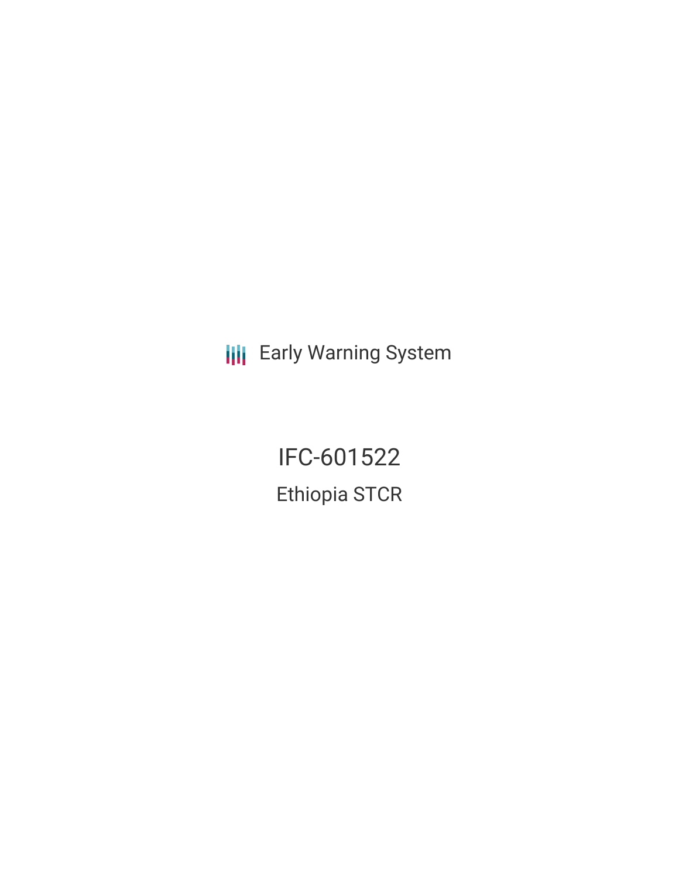Early Warning System

# IFC-601522

## Ethiopia STCR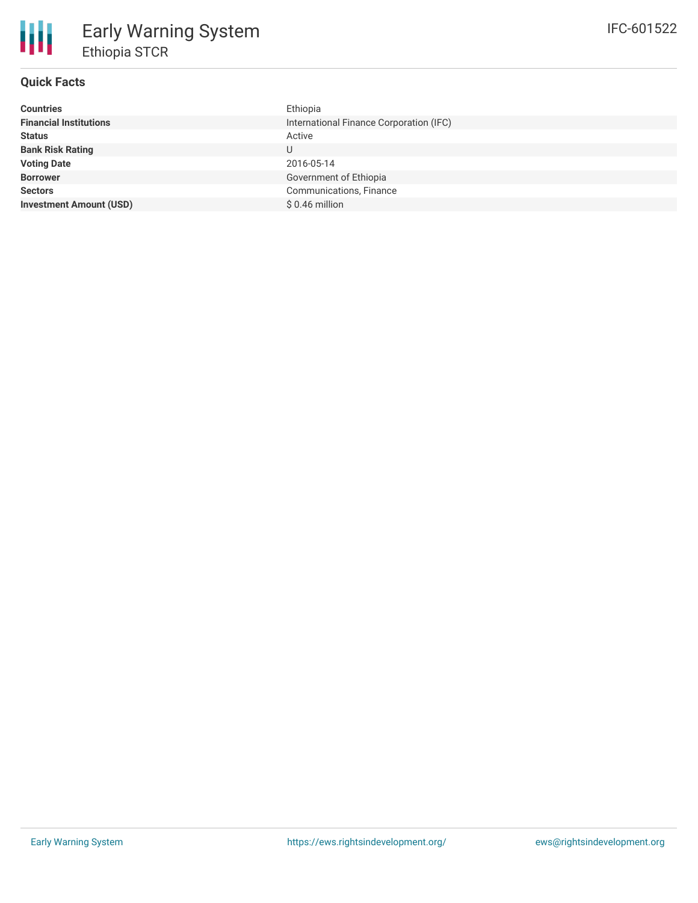# Early Warning System

## Ethiopia STCR

IFC-601522

### Quick Facts

| | |
|---|---|
| **Countries** | Ethiopia |
| **Financial Institutions** | International Finance Corporation (IFC) |
| **Status** | Active |
| **Bank Risk Rating** | U |
| **Voting Date** | 2016-05-14 |
| **Borrower** | Government of Ethiopia |
| **Sectors** | Communications, Finance |
| **Investment Amount (USD)** | $ 0.46 million |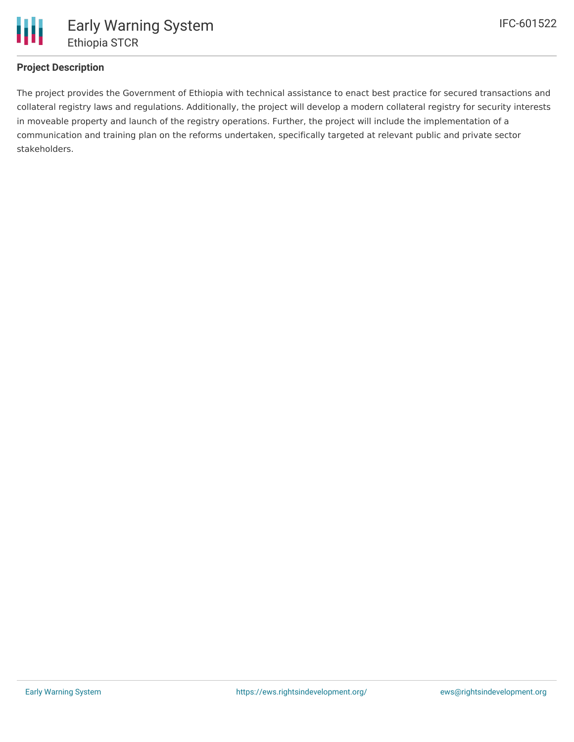## Project Description

The project provides the Government of Ethiopia with technical assistance to enact best practice for secured transactions and collateral registry laws and regulations. Additionally, the project will develop a modern collateral registry for security interests in moveable property and launch of the registry operations. Further, the project will include the implementation of a communication and training plan on the reforms undertaken, specifically targeted at relevant public and private sector stakeholders.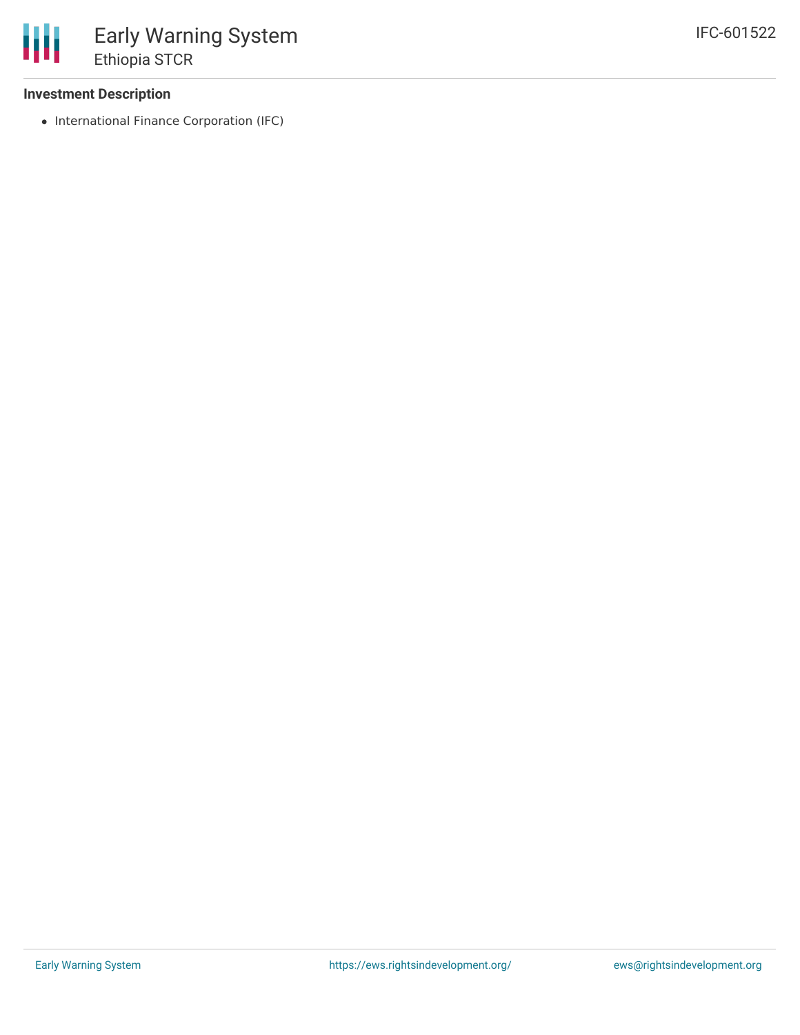### Investment Description

- International Finance Corporation (IFC)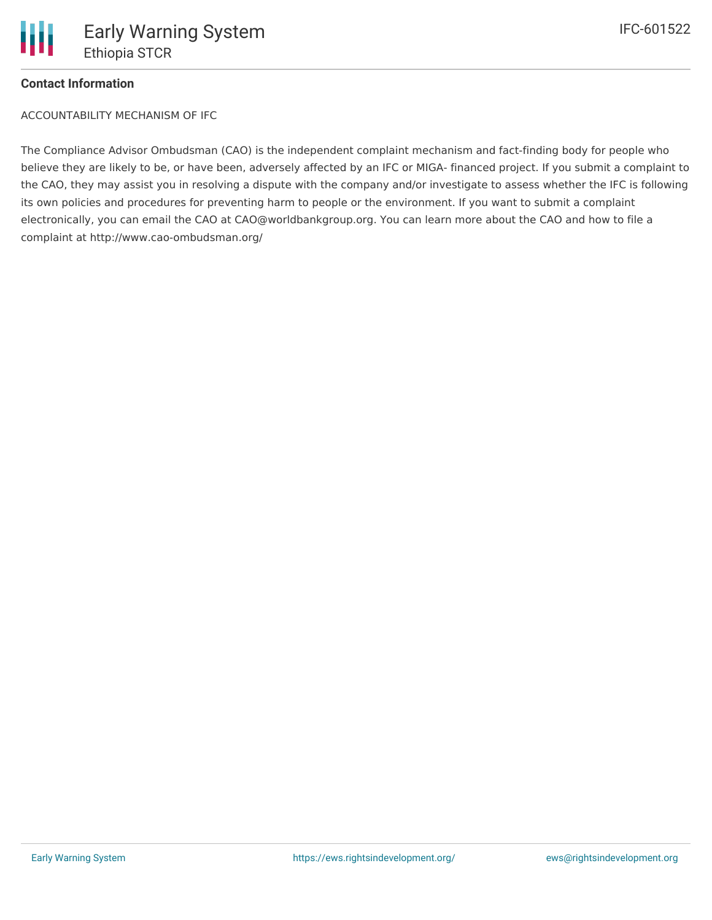**Contact Information**

ACCOUNTABILITY MECHANISM OF IFC

The Compliance Advisor Ombudsman (CAO) is the independent complaint mechanism and fact-finding body for people who believe they are likely to be, or have been, adversely affected by an IFC or MIGA- financed project. If you submit a complaint to the CAO, they may assist you in resolving a dispute with the company and/or investigate to assess whether the IFC is following its own policies and procedures for preventing harm to people or the environment. If you want to submit a complaint electronically, you can email the CAO at CAO@worldbankgroup.org. You can learn more about the CAO and how to file a complaint at http://www.cao-ombudsman.org/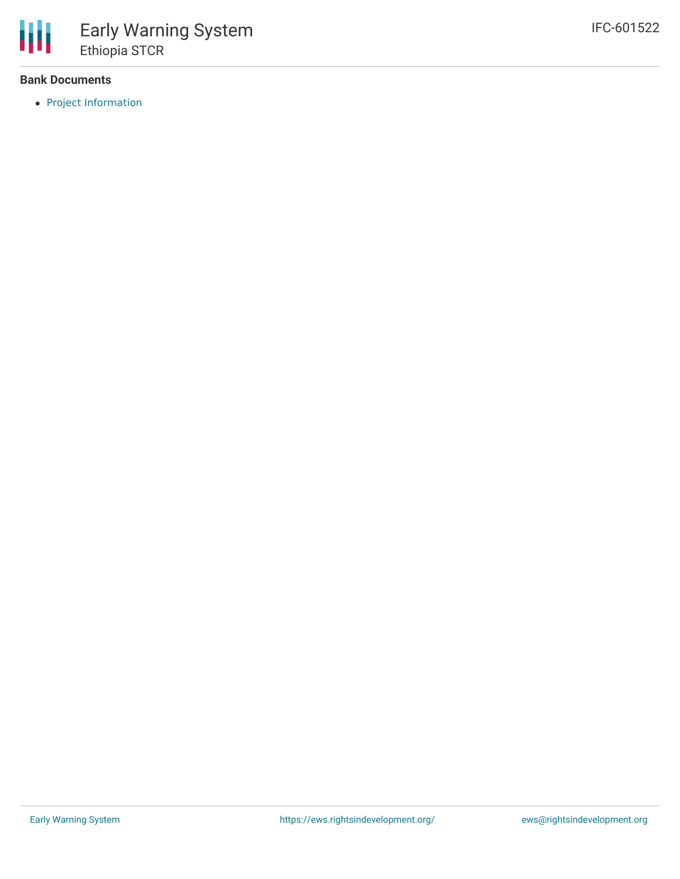**Bank Documents**

- Project Information